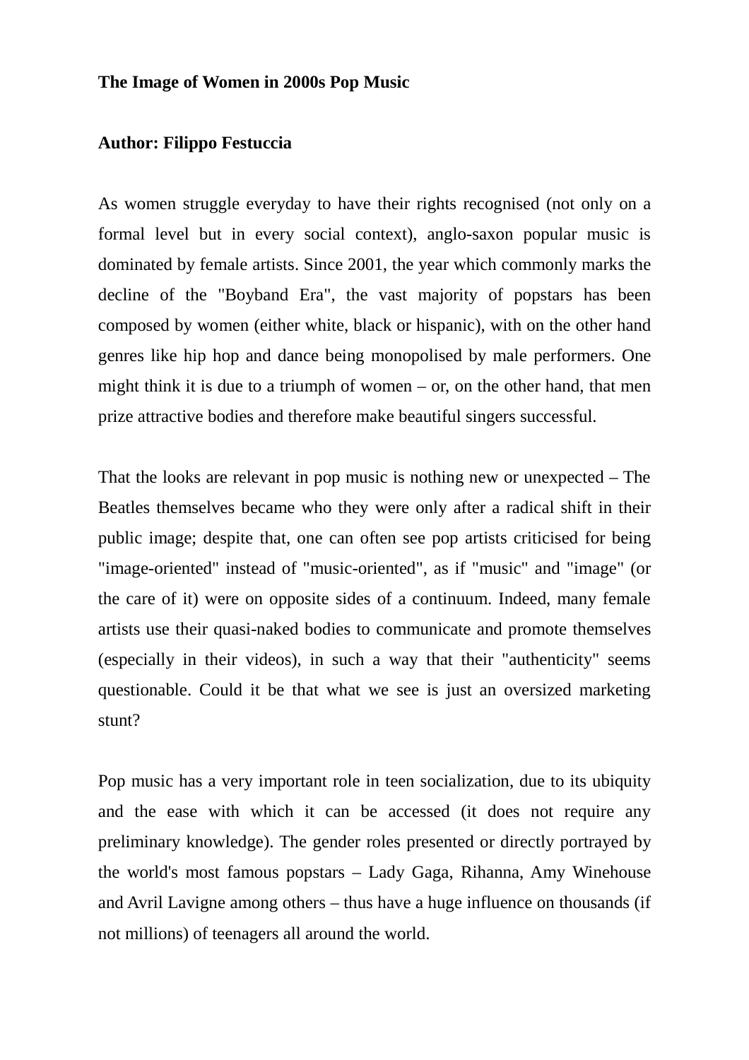# The Image of Women in 2000s Pop Music

**Author: Filippo Festuccia**

As women struggle everyday to have their rights recognised (not only on a formal level but in every social context), anglo-saxon popular music is dominated by female artists. Since 2001, the year which commonly marks the decline of the "Boyband Era", the vast majority of popstars has been composed by women (either white, black or hispanic), with on the other hand genres like hip hop and dance being monopolised by male performers. One might think it is due to a triumph of women – or, on the other hand, that men prize attractive bodies and therefore make beautiful singers successful.

That the looks are relevant in pop music is nothing new or unexpected – The Beatles themselves became who they were only after a radical shift in their public image; despite that, one can often see pop artists criticised for being "image-oriented" instead of "music-oriented", as if "music" and "image" (or the care of it) were on opposite sides of a continuum. Indeed, many female artists use their quasi-naked bodies to communicate and promote themselves (especially in their videos), in such a way that their "authenticity" seems questionable. Could it be that what we see is just an oversized marketing stunt?

Pop music has a very important role in teen socialization, due to its ubiquity and the ease with which it can be accessed (it does not require any preliminary knowledge). The gender roles presented or directly portrayed by the world's most famous popstars – Lady Gaga, Rihanna, Amy Winehouse and Avril Lavigne among others – thus have a huge influence on thousands (if not millions) of teenagers all around the world.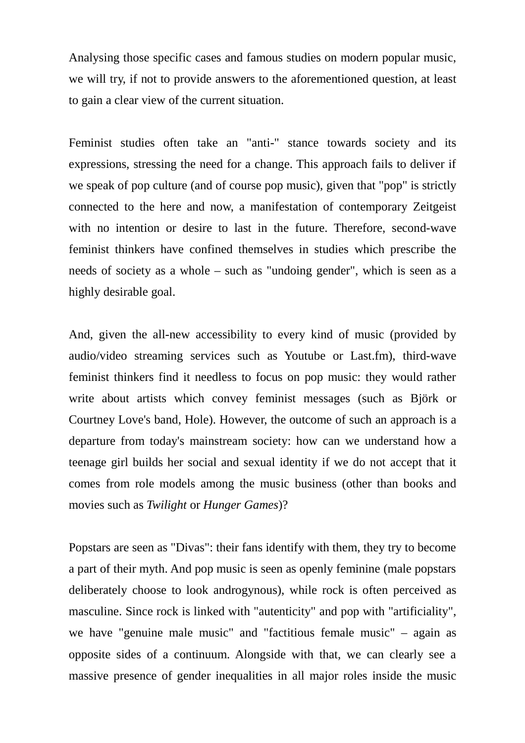Analysing those specific cases and famous studies on modern popular music, we will try, if not to provide answers to the aforementioned question, at least to gain a clear view of the current situation.

Feminist studies often take an "anti-" stance towards society and its expressions, stressing the need for a change. This approach fails to deliver if we speak of pop culture (and of course pop music), given that "pop" is strictly connected to the here and now, a manifestation of contemporary Zeitgeist with no intention or desire to last in the future. Therefore, second-wave feminist thinkers have confined themselves in studies which prescribe the needs of society as a whole – such as "undoing gender", which is seen as a highly desirable goal.

And, given the all-new accessibility to every kind of music (provided by audio/video streaming services such as Youtube or Last.fm), third-wave feminist thinkers find it needless to focus on pop music: they would rather write about artists which convey feminist messages (such as Björk or Courtney Love's band, Hole). However, the outcome of such an approach is a departure from today's mainstream society: how can we understand how a teenage girl builds her social and sexual identity if we do not accept that it comes from role models among the music business (other than books and movies such as *Twilight* or *Hunger Games*)?

Popstars are seen as "Divas": their fans identify with them, they try to become a part of their myth. And pop music is seen as openly feminine (male popstars deliberately choose to look androgynous), while rock is often perceived as masculine. Since rock is linked with "autenticity" and pop with "artificiality", we have "genuine male music" and "factitious female music" – again as opposite sides of a continuum. Alongside with that, we can clearly see a massive presence of gender inequalities in all major roles inside the music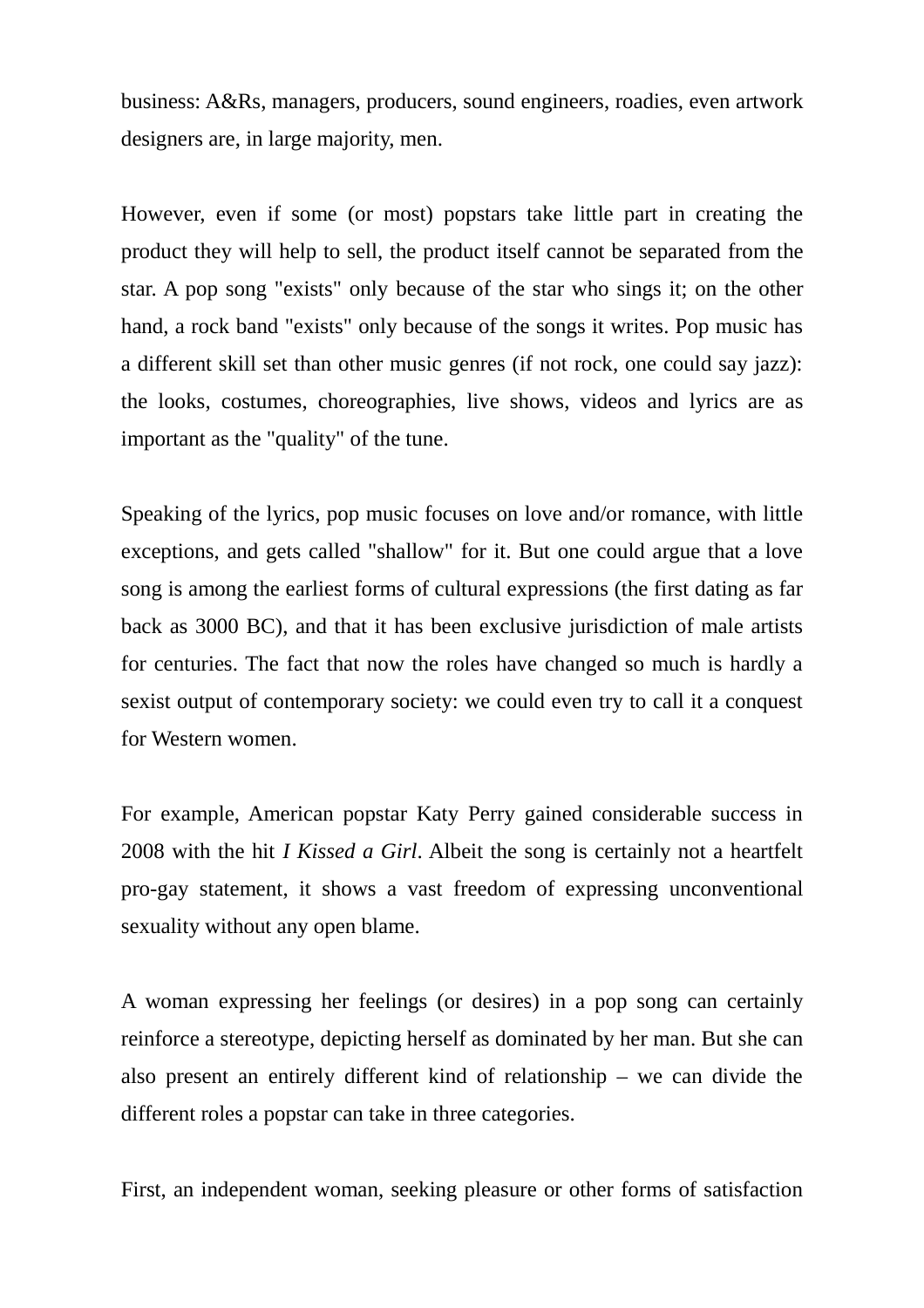business: A&Rs, managers, producers, sound engineers, roadies, even artwork designers are, in large majority, men.

However, even if some (or most) popstars take little part in creating the product they will help to sell, the product itself cannot be separated from the star. A pop song "exists" only because of the star who sings it; on the other hand, a rock band "exists" only because of the songs it writes. Pop music has a different skill set than other music genres (if not rock, one could say jazz): the looks, costumes, choreographies, live shows, videos and lyrics are as important as the "quality" of the tune.

Speaking of the lyrics, pop music focuses on love and/or romance, with little exceptions, and gets called "shallow" for it. But one could argue that a love song is among the earliest forms of cultural expressions (the first dating as far back as 3000 BC), and that it has been exclusive jurisdiction of male artists for centuries. The fact that now the roles have changed so much is hardly a sexist output of contemporary society: we could even try to call it a conquest for Western women.

For example, American popstar Katy Perry gained considerable success in 2008 with the hit *I Kissed a Girl*. Albeit the song is certainly not a heartfelt pro-gay statement, it shows a vast freedom of expressing unconventional sexuality without any open blame.

A woman expressing her feelings (or desires) in a pop song can certainly reinforce a stereotype, depicting herself as dominated by her man. But she can also present an entirely different kind of relationship – we can divide the different roles a popstar can take in three categories.

First, an independent woman, seeking pleasure or other forms of satisfaction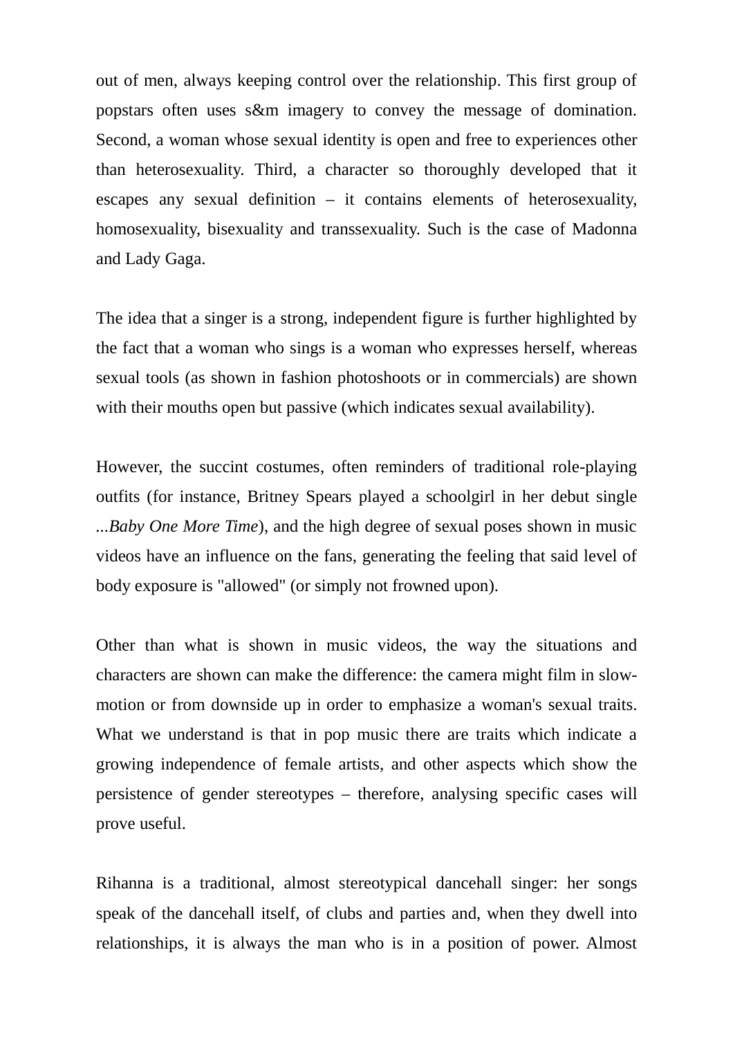out of men, always keeping control over the relationship. This first group of popstars often uses s&m imagery to convey the message of domination. Second, a woman whose sexual identity is open and free to experiences other than heterosexuality. Third, a character so thoroughly developed that it escapes any sexual definition – it contains elements of heterosexuality, homosexuality, bisexuality and transsexuality. Such is the case of Madonna and Lady Gaga.

The idea that a singer is a strong, independent figure is further highlighted by the fact that a woman who sings is a woman who expresses herself, whereas sexual tools (as shown in fashion photoshoots or in commercials) are shown with their mouths open but passive (which indicates sexual availability).

However, the succint costumes, often reminders of traditional role-playing outfits (for instance, Britney Spears played a schoolgirl in her debut single *...Baby One More Time*), and the high degree of sexual poses shown in music videos have an influence on the fans, generating the feeling that said level of body exposure is "allowed" (or simply not frowned upon).

Other than what is shown in music videos, the way the situations and characters are shown can make the difference: the camera might film in slow-motion or from downside up in order to emphasize a woman's sexual traits. What we understand is that in pop music there are traits which indicate a growing independence of female artists, and other aspects which show the persistence of gender stereotypes – therefore, analysing specific cases will prove useful.

Rihanna is a traditional, almost stereotypical dancehall singer: her songs speak of the dancehall itself, of clubs and parties and, when they dwell into relationships, it is always the man who is in a position of power. Almost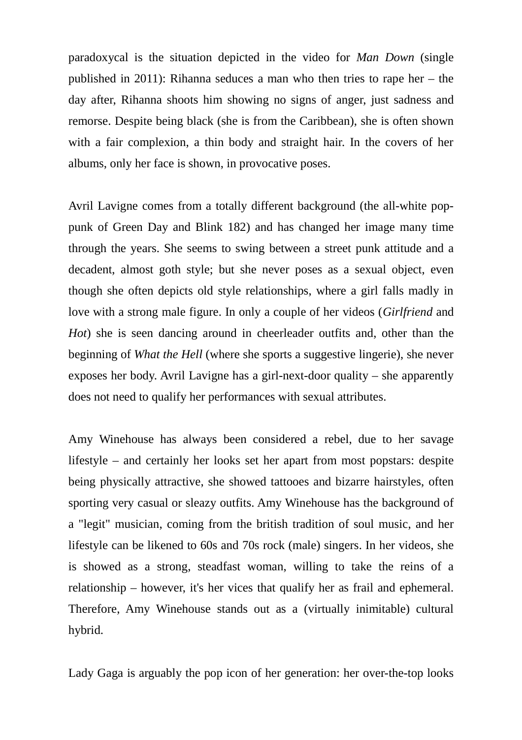paradoxycal is the situation depicted in the video for *Man Down* (single published in 2011): Rihanna seduces a man who then tries to rape her – the day after, Rihanna shoots him showing no signs of anger, just sadness and remorse. Despite being black (she is from the Caribbean), she is often shown with a fair complexion, a thin body and straight hair. In the covers of her albums, only her face is shown, in provocative poses.

Avril Lavigne comes from a totally different background (the all-white pop-punk of Green Day and Blink 182) and has changed her image many time through the years. She seems to swing between a street punk attitude and a decadent, almost goth style; but she never poses as a sexual object, even though she often depicts old style relationships, where a girl falls madly in love with a strong male figure. In only a couple of her videos (*Girlfriend* and *Hot*) she is seen dancing around in cheerleader outfits and, other than the beginning of *What the Hell* (where she sports a suggestive lingerie), she never exposes her body. Avril Lavigne has a girl-next-door quality – she apparently does not need to qualify her performances with sexual attributes.

Amy Winehouse has always been considered a rebel, due to her savage lifestyle – and certainly her looks set her apart from most popstars: despite being physically attractive, she showed tattooes and bizarre hairstyles, often sporting very casual or sleazy outfits. Amy Winehouse has the background of a "legit" musician, coming from the british tradition of soul music, and her lifestyle can be likened to 60s and 70s rock (male) singers. In her videos, she is showed as a strong, steadfast woman, willing to take the reins of a relationship – however, it's her vices that qualify her as frail and ephemeral. Therefore, Amy Winehouse stands out as a (virtually inimitable) cultural hybrid.

Lady Gaga is arguably the pop icon of her generation: her over-the-top looks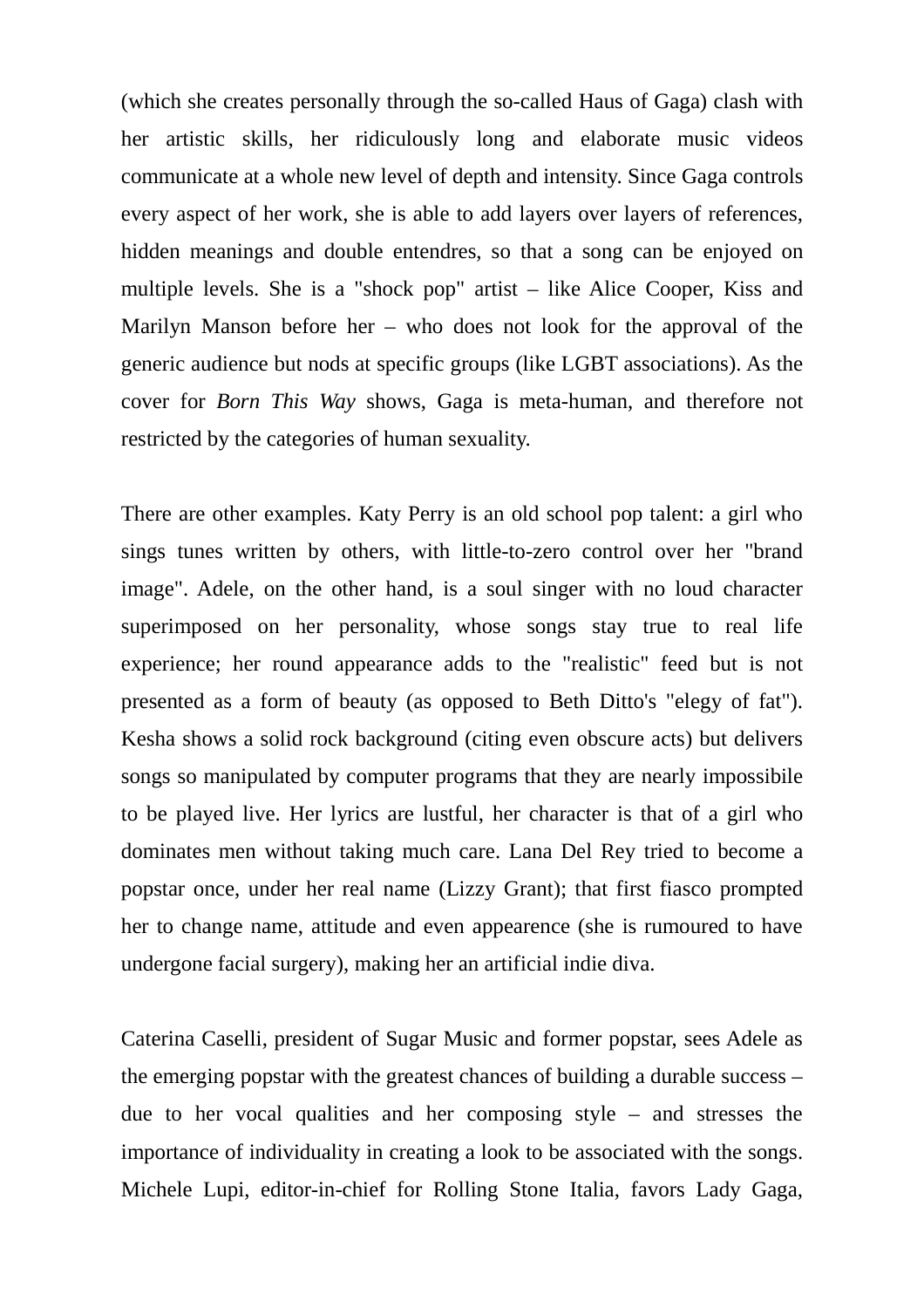(which she creates personally through the so-called Haus of Gaga) clash with her artistic skills, her ridiculously long and elaborate music videos communicate at a whole new level of depth and intensity. Since Gaga controls every aspect of her work, she is able to add layers over layers of references, hidden meanings and double entendres, so that a song can be enjoyed on multiple levels. She is a "shock pop" artist – like Alice Cooper, Kiss and Marilyn Manson before her – who does not look for the approval of the generic audience but nods at specific groups (like LGBT associations). As the cover for *Born This Way* shows, Gaga is meta-human, and therefore not restricted by the categories of human sexuality.

There are other examples. Katy Perry is an old school pop talent: a girl who sings tunes written by others, with little-to-zero control over her "brand image". Adele, on the other hand, is a soul singer with no loud character superimposed on her personality, whose songs stay true to real life experience; her round appearance adds to the "realistic" feed but is not presented as a form of beauty (as opposed to Beth Ditto's "elegy of fat"). Kesha shows a solid rock background (citing even obscure acts) but delivers songs so manipulated by computer programs that they are nearly impossibile to be played live. Her lyrics are lustful, her character is that of a girl who dominates men without taking much care. Lana Del Rey tried to become a popstar once, under her real name (Lizzy Grant); that first fiasco prompted her to change name, attitude and even appearence (she is rumoured to have undergone facial surgery), making her an artificial indie diva.

Caterina Caselli, president of Sugar Music and former popstar, sees Adele as the emerging popstar with the greatest chances of building a durable success – due to her vocal qualities and her composing style – and stresses the importance of individuality in creating a look to be associated with the songs. Michele Lupi, editor-in-chief for Rolling Stone Italia, favors Lady Gaga,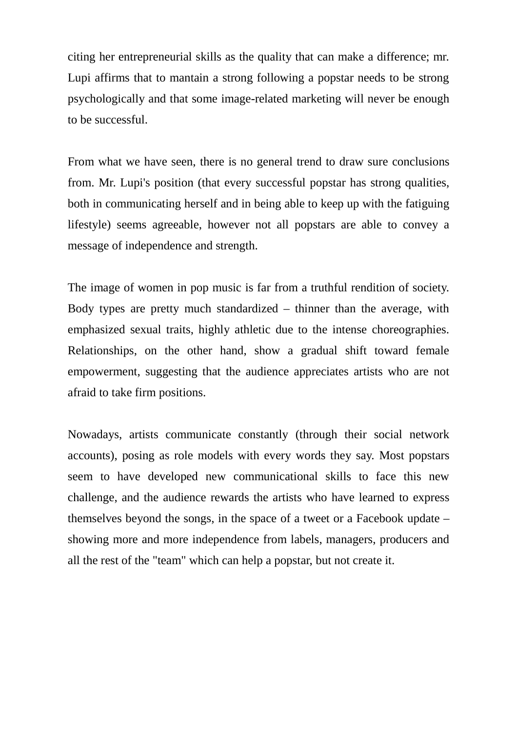citing her entrepreneurial skills as the quality that can make a difference; mr. Lupi affirms that to mantain a strong following a popstar needs to be strong psychologically and that some image-related marketing will never be enough to be successful.

From what we have seen, there is no general trend to draw sure conclusions from. Mr. Lupi's position (that every successful popstar has strong qualities, both in communicating herself and in being able to keep up with the fatiguing lifestyle) seems agreeable, however not all popstars are able to convey a message of independence and strength.

The image of women in pop music is far from a truthful rendition of society. Body types are pretty much standardized – thinner than the average, with emphasized sexual traits, highly athletic due to the intense choreographies. Relationships, on the other hand, show a gradual shift toward female empowerment, suggesting that the audience appreciates artists who are not afraid to take firm positions.

Nowadays, artists communicate constantly (through their social network accounts), posing as role models with every words they say. Most popstars seem to have developed new communicational skills to face this new challenge, and the audience rewards the artists who have learned to express themselves beyond the songs, in the space of a tweet or a Facebook update – showing more and more independence from labels, managers, producers and all the rest of the "team" which can help a popstar, but not create it.